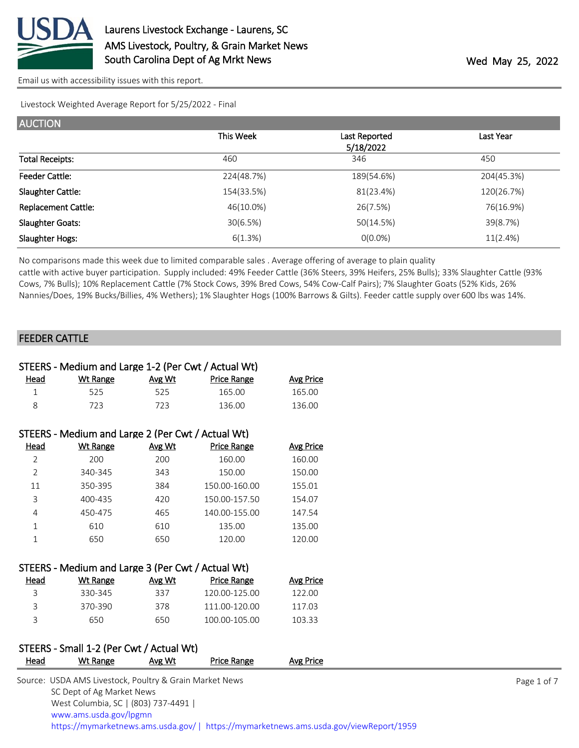# Laurens Livestock Exchange - Laurens, SC
## AMS Livestock, Poultry, & Grain Market News
## South Carolina Dept of Ag Mrkt News

Wed May 25, 2022

Email us with accessibility issues with this report.

Livestock Weighted Average Report for 5/25/2022 - Final

## AUCTION

| | This Week | Last Reported 5/18/2022 | Last Year |
|---|---|---|---|
| Total Receipts: | 460 | 346 | 450 |
| Feeder Cattle: | 224(48.7%) | 189(54.6%) | 204(45.3%) |
| Slaughter Cattle: | 154(33.5%) | 81(23.4%) | 120(26.7%) |
| Replacement Cattle: | 46(10.0%) | 26(7.5%) | 76(16.9%) |
| Slaughter Goats: | 30(6.5%) | 50(14.5%) | 39(8.7%) |
| Slaughter Hogs: | 6(1.3%) | 0(0.0%) | 11(2.4%) |

No comparisons made this week due to limited comparable sales . Average offering of average to plain quality cattle with active buyer participation. Supply included: 49% Feeder Cattle (36% Steers, 39% Heifers, 25% Bulls); 33% Slaughter Cattle (93% Cows, 7% Bulls); 10% Replacement Cattle (7% Stock Cows, 39% Bred Cows, 54% Cow-Calf Pairs); 7% Slaughter Goats (52% Kids, 26% Nannies/Does, 19% Bucks/Billies, 4% Wethers); 1% Slaughter Hogs (100% Barrows & Gilts). Feeder cattle supply over 600 lbs was 14%.

## FEEDER CATTLE

### STEERS - Medium and Large 1-2 (Per Cwt / Actual Wt)

| Head | Wt Range | Avg Wt | Price Range | Avg Price |
|---|---|---|---|---|
| 1 | 525 | 525 | 165.00 | 165.00 |
| 8 | 723 | 723 | 136.00 | 136.00 |

### STEERS - Medium and Large 2 (Per Cwt / Actual Wt)

| Head | Wt Range | Avg Wt | Price Range | Avg Price |
|---|---|---|---|---|
| 2 | 200 | 200 | 160.00 | 160.00 |
| 2 | 340-345 | 343 | 150.00 | 150.00 |
| 11 | 350-395 | 384 | 150.00-160.00 | 155.01 |
| 3 | 400-435 | 420 | 150.00-157.50 | 154.07 |
| 4 | 450-475 | 465 | 140.00-155.00 | 147.54 |
| 1 | 610 | 610 | 135.00 | 135.00 |
| 1 | 650 | 650 | 120.00 | 120.00 |

### STEERS - Medium and Large 3 (Per Cwt / Actual Wt)

| Head | Wt Range | Avg Wt | Price Range | Avg Price |
|---|---|---|---|---|
| 3 | 330-345 | 337 | 120.00-125.00 | 122.00 |
| 3 | 370-390 | 378 | 111.00-120.00 | 117.03 |
| 3 | 650 | 650 | 100.00-105.00 | 103.33 |

### STEERS - Small 1-2 (Per Cwt / Actual Wt)

| Head | Wt Range | Avg Wt | Price Range | Avg Price |
|---|---|---|---|---|

Source: USDA AMS Livestock, Poultry & Grain Market News
SC Dept of Ag Market News
West Columbia, SC | (803) 737-4491 |
www.ams.usda.gov/lpgmn
https://mymarketnews.ams.usda.gov/ | https://mymarketnews.ams.usda.gov/viewReport/1959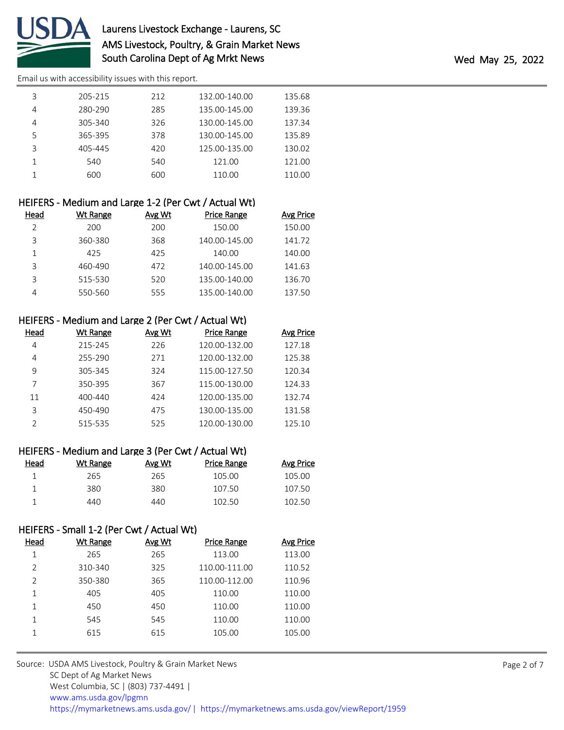| Head | Wt Range | Avg Wt | Price Range | Avg Price |
|---|---|---|---|---|
| 3 | 205-215 | 212 | 132.00-140.00 | 135.68 |
| 4 | 280-290 | 285 | 135.00-145.00 | 139.36 |
| 4 | 305-340 | 326 | 130.00-145.00 | 137.34 |
| 5 | 365-395 | 378 | 130.00-145.00 | 135.89 |
| 3 | 405-445 | 420 | 125.00-135.00 | 130.02 |
| 1 | 540 | 540 | 121.00 | 121.00 |
| 1 | 600 | 600 | 110.00 | 110.00 |

### HEIFERS - Medium and Large 1-2 (Per Cwt / Actual Wt)

| Head | Wt Range | Avg Wt | Price Range | Avg Price |
|---|---|---|---|---|
| 2 | 200 | 200 | 150.00 | 150.00 |
| 3 | 360-380 | 368 | 140.00-145.00 | 141.72 |
| 1 | 425 | 425 | 140.00 | 140.00 |
| 3 | 460-490 | 472 | 140.00-145.00 | 141.63 |
| 3 | 515-530 | 520 | 135.00-140.00 | 136.70 |
| 4 | 550-560 | 555 | 135.00-140.00 | 137.50 |

### HEIFERS - Medium and Large 2 (Per Cwt / Actual Wt)

| Head | Wt Range | Avg Wt | Price Range | Avg Price |
|---|---|---|---|---|
| 4 | 215-245 | 226 | 120.00-132.00 | 127.18 |
| 4 | 255-290 | 271 | 120.00-132.00 | 125.38 |
| 9 | 305-345 | 324 | 115.00-127.50 | 120.34 |
| 7 | 350-395 | 367 | 115.00-130.00 | 124.33 |
| 11 | 400-440 | 424 | 120.00-135.00 | 132.74 |
| 3 | 450-490 | 475 | 130.00-135.00 | 131.58 |
| 2 | 515-535 | 525 | 120.00-130.00 | 125.10 |

### HEIFERS - Medium and Large 3 (Per Cwt / Actual Wt)

| Head | Wt Range | Avg Wt | Price Range | Avg Price |
|---|---|---|---|---|
| 1 | 265 | 265 | 105.00 | 105.00 |
| 1 | 380 | 380 | 107.50 | 107.50 |
| 1 | 440 | 440 | 102.50 | 102.50 |

### HEIFERS - Small 1-2 (Per Cwt / Actual Wt)

| Head | Wt Range | Avg Wt | Price Range | Avg Price |
|---|---|---|---|---|
| 1 | 265 | 265 | 113.00 | 113.00 |
| 2 | 310-340 | 325 | 110.00-111.00 | 110.52 |
| 2 | 350-380 | 365 | 110.00-112.00 | 110.96 |
| 1 | 405 | 405 | 110.00 | 110.00 |
| 1 | 450 | 450 | 110.00 | 110.00 |
| 1 | 545 | 545 | 110.00 | 110.00 |
| 1 | 615 | 615 | 105.00 | 105.00 |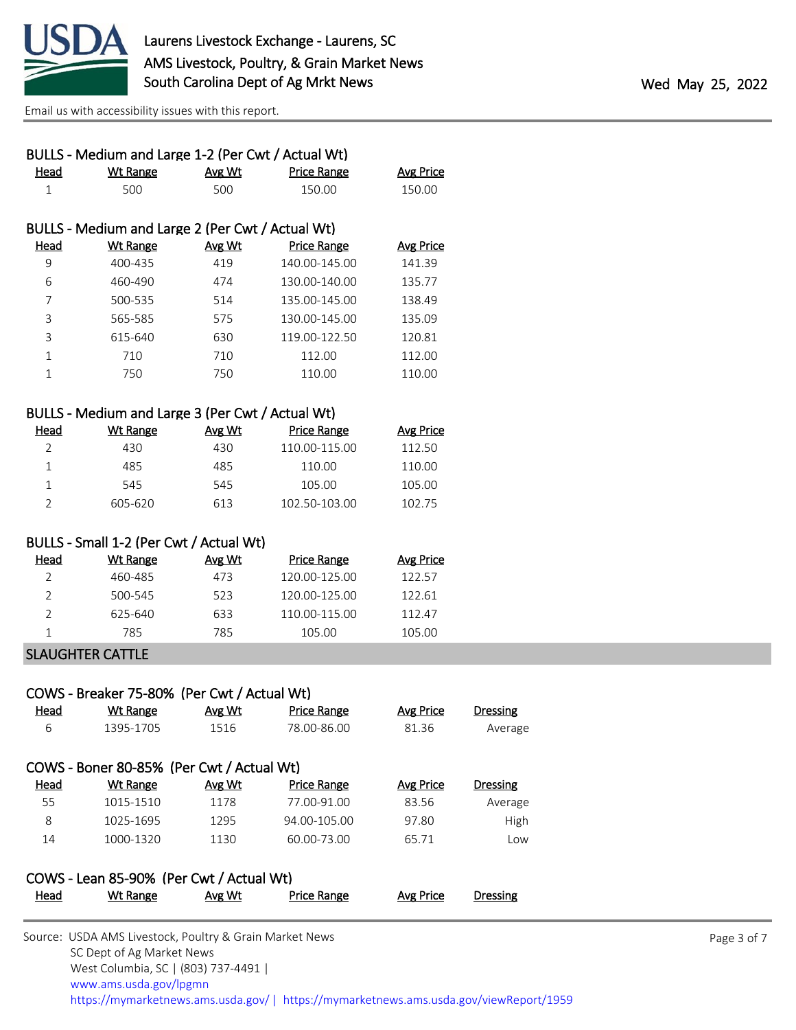### BULLS - Medium and Large 1-2 (Per Cwt / Actual Wt)

| Head | Wt Range | Avg Wt | Price Range | Avg Price |
|---|---|---|---|---|
| 1 | 500 | 500 | 150.00 | 150.00 |

### BULLS - Medium and Large 2 (Per Cwt / Actual Wt)

| Head | Wt Range | Avg Wt | Price Range | Avg Price |
|---|---|---|---|---|
| 9 | 400-435 | 419 | 140.00-145.00 | 141.39 |
| 6 | 460-490 | 474 | 130.00-140.00 | 135.77 |
| 7 | 500-535 | 514 | 135.00-145.00 | 138.49 |
| 3 | 565-585 | 575 | 130.00-145.00 | 135.09 |
| 3 | 615-640 | 630 | 119.00-122.50 | 120.81 |
| 1 | 710 | 710 | 112.00 | 112.00 |
| 1 | 750 | 750 | 110.00 | 110.00 |

### BULLS - Medium and Large 3 (Per Cwt / Actual Wt)

| Head | Wt Range | Avg Wt | Price Range | Avg Price |
|---|---|---|---|---|
| 2 | 430 | 430 | 110.00-115.00 | 112.50 |
| 1 | 485 | 485 | 110.00 | 110.00 |
| 1 | 545 | 545 | 105.00 | 105.00 |
| 2 | 605-620 | 613 | 102.50-103.00 | 102.75 |

### BULLS - Small 1-2 (Per Cwt / Actual Wt)

| Head | Wt Range | Avg Wt | Price Range | Avg Price |
|---|---|---|---|---|
| 2 | 460-485 | 473 | 120.00-125.00 | 122.57 |
| 2 | 500-545 | 523 | 120.00-125.00 | 122.61 |
| 2 | 625-640 | 633 | 110.00-115.00 | 112.47 |
| 1 | 785 | 785 | 105.00 | 105.00 |

## SLAUGHTER CATTLE

### COWS - Breaker 75-80% (Per Cwt / Actual Wt)

| Head | Wt Range | Avg Wt | Price Range | Avg Price | Dressing |
|---|---|---|---|---|---|
| 6 | 1395-1705 | 1516 | 78.00-86.00 | 81.36 | Average |

### COWS - Boner 80-85% (Per Cwt / Actual Wt)

| Head | Wt Range | Avg Wt | Price Range | Avg Price | Dressing |
|---|---|---|---|---|---|
| 55 | 1015-1510 | 1178 | 77.00-91.00 | 83.56 | Average |
| 8 | 1025-1695 | 1295 | 94.00-105.00 | 97.80 | High |
| 14 | 1000-1320 | 1130 | 60.00-73.00 | 65.71 | Low |

### COWS - Lean 85-90% (Per Cwt / Actual Wt)

| Head | Wt Range | Avg Wt | Price Range | Avg Price | Dressing |
|---|---|---|---|---|---|

Source: USDA AMS Livestock, Poultry & Grain Market News
SC Dept of Ag Market News
West Columbia, SC | (803) 737-4491 |
www.ams.usda.gov/lpgmn
https://mymarketnews.ams.usda.gov/ | https://mymarketnews.ams.usda.gov/viewReport/1959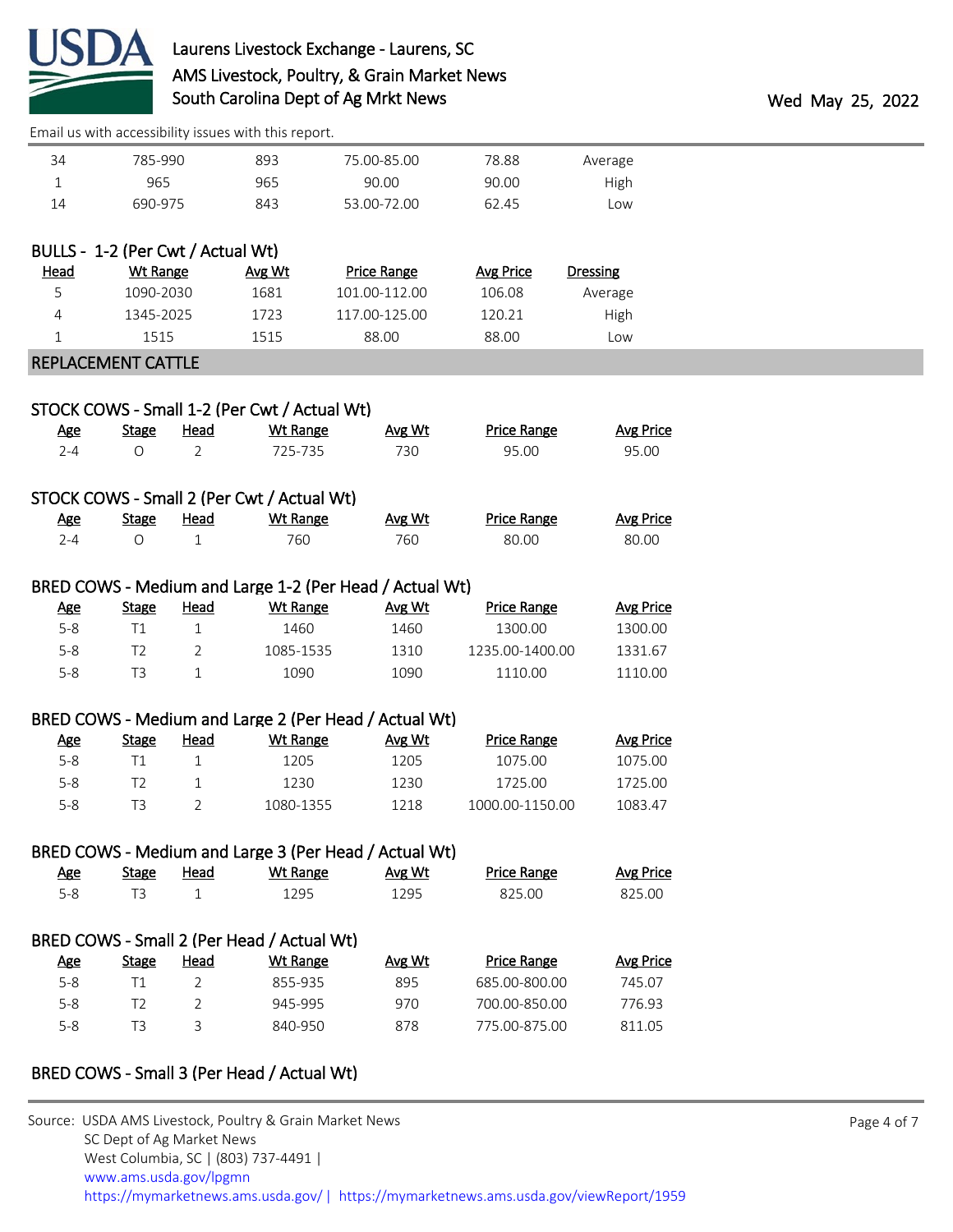| Head | Wt Range | Avg Wt | Price Range | Avg Price | Dressing |
|---|---|---|---|---|---|
| 34 | 785-990 | 893 | 75.00-85.00 | 78.88 | Average |
| 1 | 965 | 965 | 90.00 | 90.00 | High |
| 14 | 690-975 | 843 | 53.00-72.00 | 62.45 | Low |

### BULLS - 1-2 (Per Cwt / Actual Wt)

| Head | Wt Range | Avg Wt | Price Range | Avg Price | Dressing |
|---|---|---|---|---|---|
| 5 | 1090-2030 | 1681 | 101.00-112.00 | 106.08 | Average |
| 4 | 1345-2025 | 1723 | 117.00-125.00 | 120.21 | High |
| 1 | 1515 | 1515 | 88.00 | 88.00 | Low |

## REPLACEMENT CATTLE

### STOCK COWS - Small 1-2 (Per Cwt / Actual Wt)

| Age | Stage | Head | Wt Range | Avg Wt | Price Range | Avg Price |
|---|---|---|---|---|---|---|
| 2-4 | O | 2 | 725-735 | 730 | 95.00 | 95.00 |

### STOCK COWS - Small 2 (Per Cwt / Actual Wt)

| Age | Stage | Head | Wt Range | Avg Wt | Price Range | Avg Price |
|---|---|---|---|---|---|---|
| 2-4 | O | 1 | 760 | 760 | 80.00 | 80.00 |

### BRED COWS - Medium and Large 1-2 (Per Head / Actual Wt)

| Age | Stage | Head | Wt Range | Avg Wt | Price Range | Avg Price |
|---|---|---|---|---|---|---|
| 5-8 | T1 | 1 | 1460 | 1460 | 1300.00 | 1300.00 |
| 5-8 | T2 | 2 | 1085-1535 | 1310 | 1235.00-1400.00 | 1331.67 |
| 5-8 | T3 | 1 | 1090 | 1090 | 1110.00 | 1110.00 |

### BRED COWS - Medium and Large 2 (Per Head / Actual Wt)

| Age | Stage | Head | Wt Range | Avg Wt | Price Range | Avg Price |
|---|---|---|---|---|---|---|
| 5-8 | T1 | 1 | 1205 | 1205 | 1075.00 | 1075.00 |
| 5-8 | T2 | 1 | 1230 | 1230 | 1725.00 | 1725.00 |
| 5-8 | T3 | 2 | 1080-1355 | 1218 | 1000.00-1150.00 | 1083.47 |

### BRED COWS - Medium and Large 3 (Per Head / Actual Wt)

| Age | Stage | Head | Wt Range | Avg Wt | Price Range | Avg Price |
|---|---|---|---|---|---|---|
| 5-8 | T3 | 1 | 1295 | 1295 | 825.00 | 825.00 |

### BRED COWS - Small 2 (Per Head / Actual Wt)

| Age | Stage | Head | Wt Range | Avg Wt | Price Range | Avg Price |
|---|---|---|---|---|---|---|
| 5-8 | T1 | 2 | 855-935 | 895 | 685.00-800.00 | 745.07 |
| 5-8 | T2 | 2 | 945-995 | 970 | 700.00-850.00 | 776.93 |
| 5-8 | T3 | 3 | 840-950 | 878 | 775.00-875.00 | 811.05 |

### BRED COWS - Small 3 (Per Head / Actual Wt)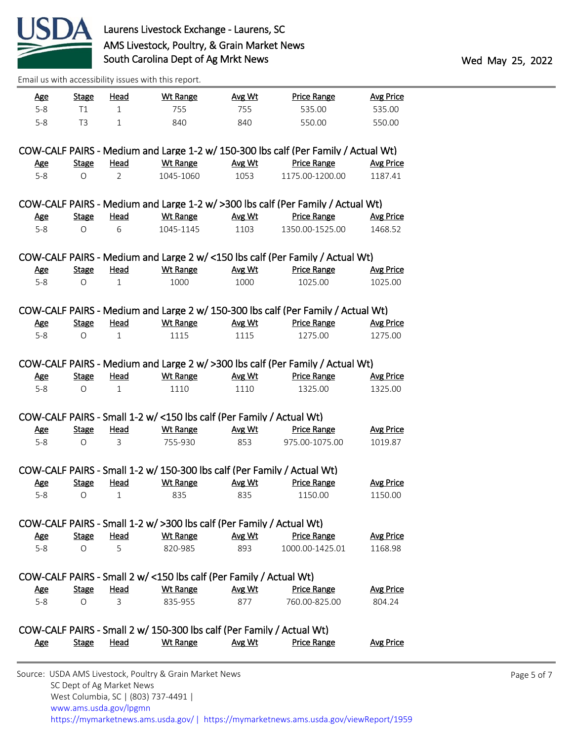| Age | Stage | Head | Wt Range | Avg Wt | Price Range | Avg Price |
|---|---|---|---|---|---|---|
| 5-8 | T1 | 1 | 755 | 755 | 535.00 | 535.00 |
| 5-8 | T3 | 1 | 840 | 840 | 550.00 | 550.00 |

COW-CALF PAIRS - Medium and Large 1-2 w/ 150-300 lbs calf (Per Family / Actual Wt)

| Age | Stage | Head | Wt Range | Avg Wt | Price Range | Avg Price |
|---|---|---|---|---|---|---|
| 5-8 | O | 2 | 1045-1060 | 1053 | 1175.00-1200.00 | 1187.41 |

COW-CALF PAIRS - Medium and Large 1-2 w/ >300 lbs calf (Per Family / Actual Wt)

| Age | Stage | Head | Wt Range | Avg Wt | Price Range | Avg Price |
|---|---|---|---|---|---|---|
| 5-8 | O | 6 | 1045-1145 | 1103 | 1350.00-1525.00 | 1468.52 |

COW-CALF PAIRS - Medium and Large 2 w/ <150 lbs calf (Per Family / Actual Wt)

| Age | Stage | Head | Wt Range | Avg Wt | Price Range | Avg Price |
|---|---|---|---|---|---|---|
| 5-8 | O | 1 | 1000 | 1000 | 1025.00 | 1025.00 |

COW-CALF PAIRS - Medium and Large 2 w/ 150-300 lbs calf (Per Family / Actual Wt)

| Age | Stage | Head | Wt Range | Avg Wt | Price Range | Avg Price |
|---|---|---|---|---|---|---|
| 5-8 | O | 1 | 1115 | 1115 | 1275.00 | 1275.00 |

COW-CALF PAIRS - Medium and Large 2 w/ >300 lbs calf (Per Family / Actual Wt)

| Age | Stage | Head | Wt Range | Avg Wt | Price Range | Avg Price |
|---|---|---|---|---|---|---|
| 5-8 | O | 1 | 1110 | 1110 | 1325.00 | 1325.00 |

COW-CALF PAIRS - Small 1-2 w/ <150 lbs calf (Per Family / Actual Wt)

| Age | Stage | Head | Wt Range | Avg Wt | Price Range | Avg Price |
|---|---|---|---|---|---|---|
| 5-8 | O | 3 | 755-930 | 853 | 975.00-1075.00 | 1019.87 |

COW-CALF PAIRS - Small 1-2 w/ 150-300 lbs calf (Per Family / Actual Wt)

| Age | Stage | Head | Wt Range | Avg Wt | Price Range | Avg Price |
|---|---|---|---|---|---|---|
| 5-8 | O | 1 | 835 | 835 | 1150.00 | 1150.00 |

COW-CALF PAIRS - Small 1-2 w/ >300 lbs calf (Per Family / Actual Wt)

| Age | Stage | Head | Wt Range | Avg Wt | Price Range | Avg Price |
|---|---|---|---|---|---|---|
| 5-8 | O | 5 | 820-985 | 893 | 1000.00-1425.01 | 1168.98 |

COW-CALF PAIRS - Small 2 w/ <150 lbs calf (Per Family / Actual Wt)

| Age | Stage | Head | Wt Range | Avg Wt | Price Range | Avg Price |
|---|---|---|---|---|---|---|
| 5-8 | O | 3 | 835-955 | 877 | 760.00-825.00 | 804.24 |

COW-CALF PAIRS - Small 2 w/ 150-300 lbs calf (Per Family / Actual Wt)

| Age | Stage | Head | Wt Range | Avg Wt | Price Range | Avg Price |
|---|---|---|---|---|---|---|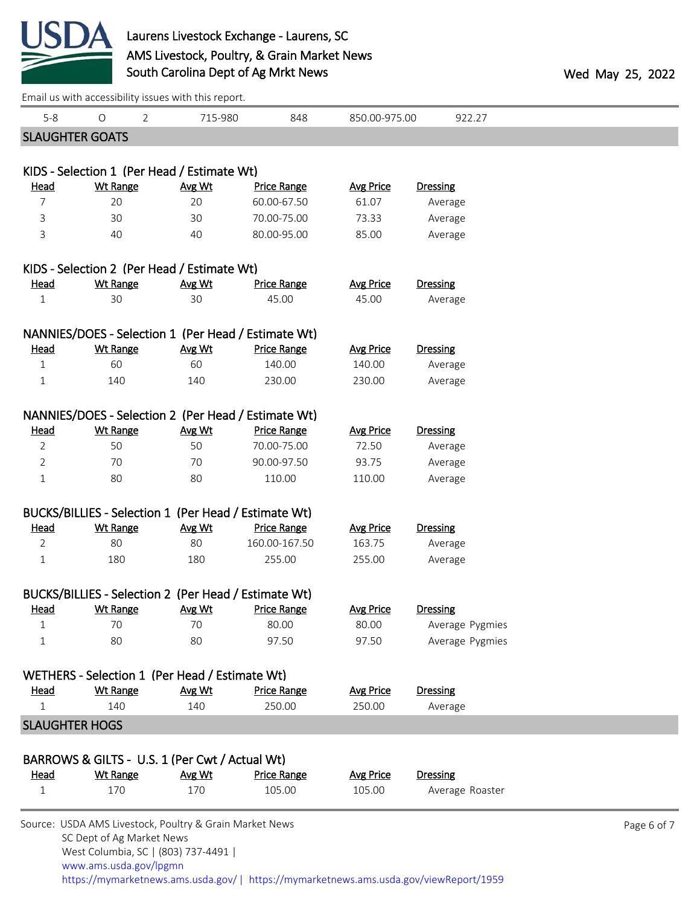| 5-8 | O | 2 | 715-980 | 848 | 850.00-975.00 | 922.27 |
|---|---|---|---|---|---|---|

## SLAUGHTER GOATS

### KIDS - Selection 1 (Per Head / Estimate Wt)

| Head | Wt Range | Avg Wt | Price Range | Avg Price | Dressing |
|---|---|---|---|---|---|
| 7 | 20 | 20 | 60.00-67.50 | 61.07 | Average |
| 3 | 30 | 30 | 70.00-75.00 | 73.33 | Average |
| 3 | 40 | 40 | 80.00-95.00 | 85.00 | Average |

### KIDS - Selection 2 (Per Head / Estimate Wt)

| Head | Wt Range | Avg Wt | Price Range | Avg Price | Dressing |
|---|---|---|---|---|---|
| 1 | 30 | 30 | 45.00 | 45.00 | Average |

### NANNIES/DOES - Selection 1 (Per Head / Estimate Wt)

| Head | Wt Range | Avg Wt | Price Range | Avg Price | Dressing |
|---|---|---|---|---|---|
| 1 | 60 | 60 | 140.00 | 140.00 | Average |
| 1 | 140 | 140 | 230.00 | 230.00 | Average |

### NANNIES/DOES - Selection 2 (Per Head / Estimate Wt)

| Head | Wt Range | Avg Wt | Price Range | Avg Price | Dressing |
|---|---|---|---|---|---|
| 2 | 50 | 50 | 70.00-75.00 | 72.50 | Average |
| 2 | 70 | 70 | 90.00-97.50 | 93.75 | Average |
| 1 | 80 | 80 | 110.00 | 110.00 | Average |

### BUCKS/BILLIES - Selection 1 (Per Head / Estimate Wt)

| Head | Wt Range | Avg Wt | Price Range | Avg Price | Dressing |
|---|---|---|---|---|---|
| 2 | 80 | 80 | 160.00-167.50 | 163.75 | Average |
| 1 | 180 | 180 | 255.00 | 255.00 | Average |

### BUCKS/BILLIES - Selection 2 (Per Head / Estimate Wt)

| Head | Wt Range | Avg Wt | Price Range | Avg Price | Dressing |
|---|---|---|---|---|---|
| 1 | 70 | 70 | 80.00 | 80.00 | Average Pygmies |
| 1 | 80 | 80 | 97.50 | 97.50 | Average Pygmies |

### WETHERS - Selection 1 (Per Head / Estimate Wt)

| Head | Wt Range | Avg Wt | Price Range | Avg Price | Dressing |
|---|---|---|---|---|---|
| 1 | 140 | 140 | 250.00 | 250.00 | Average |

## SLAUGHTER HOGS

### BARROWS & GILTS - U.S. 1 (Per Cwt / Actual Wt)

| Head | Wt Range | Avg Wt | Price Range | Avg Price | Dressing |
|---|---|---|---|---|---|
| 1 | 170 | 170 | 105.00 | 105.00 | Average Roaster |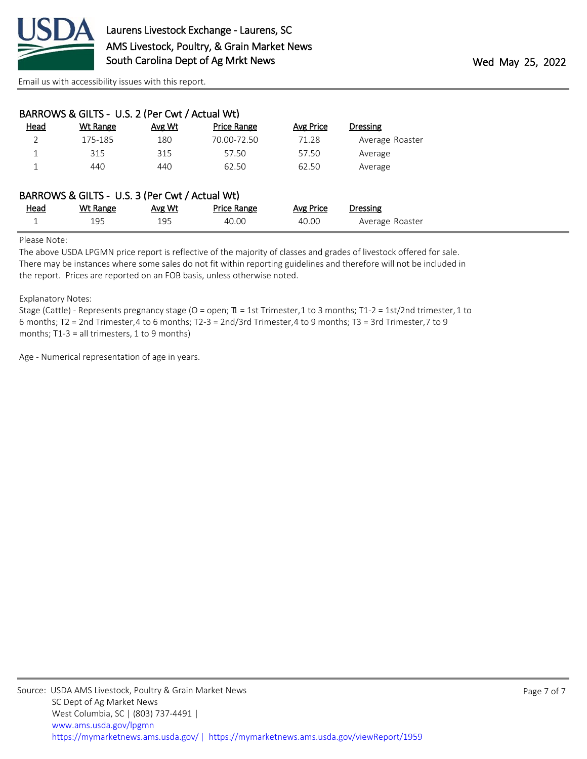## BARROWS & GILTS - U.S. 2 (Per Cwt / Actual Wt)

| Head | Wt Range | Avg Wt | Price Range | Avg Price | Dressing |
|---|---|---|---|---|---|
| 2 | 175-185 | 180 | 70.00-72.50 | 71.28 | Average Roaster |
| 1 | 315 | 315 | 57.50 | 57.50 | Average |
| 1 | 440 | 440 | 62.50 | 62.50 | Average |

## BARROWS & GILTS - U.S. 3 (Per Cwt / Actual Wt)

| Head | Wt Range | Avg Wt | Price Range | Avg Price | Dressing |
|---|---|---|---|---|---|
| 1 | 195 | 195 | 40.00 | 40.00 | Average Roaster |

Please Note:

The above USDA LPGMN price report is reflective of the majority of classes and grades of livestock offered for sale. There may be instances where some sales do not fit within reporting guidelines and therefore will not be included in the report. Prices are reported on an FOB basis, unless otherwise noted.

Explanatory Notes:

Stage (Cattle) - Represents pregnancy stage (O = open; T1 = 1st Trimester,1 to 3 months; T1-2 = 1st/2nd trimester, 1 to 6 months; T2 = 2nd Trimester,4 to 6 months; T2-3 = 2nd/3rd Trimester,4 to 9 months; T3 = 3rd Trimester,7 to 9 months; T1-3 = all trimesters, 1 to 9 months)

Age - Numerical representation of age in years.

Source: USDA AMS Livestock, Poultry & Grain Market News
SC Dept of Ag Market News
West Columbia, SC | (803) 737-4491 |
www.ams.usda.gov/lpgmn
https://mymarketnews.ams.usda.gov/ | https://mymarketnews.ams.usda.gov/viewReport/1959